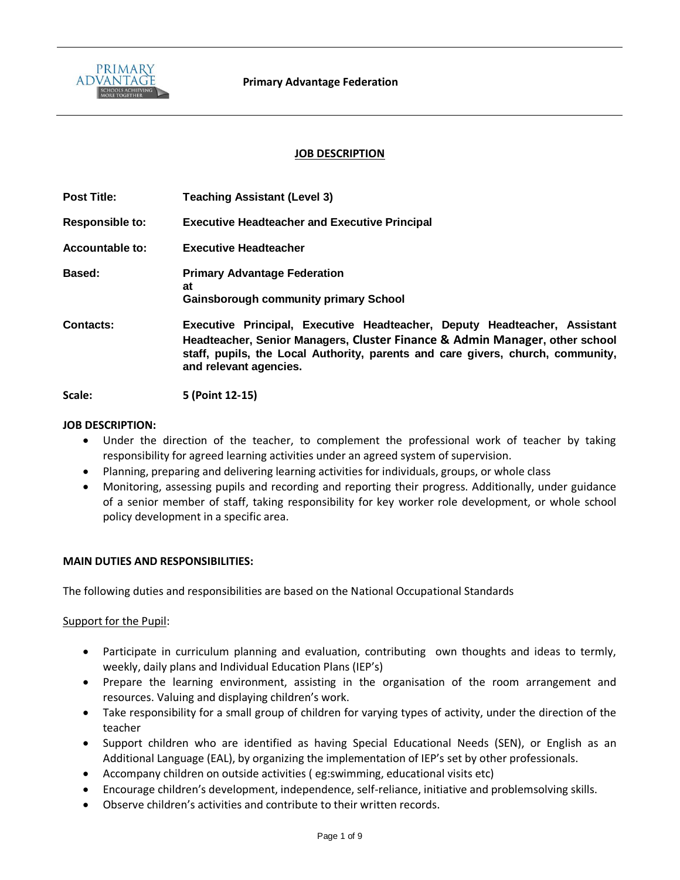**Primary Advantage Federation**

## JOB DESCRIPTION

| | |
|---|---|
| **Post Title:** | **Teaching Assistant (Level 3)** |
| **Responsible to:** | **Executive Headteacher and Executive Principal** |
| **Accountable to:** | **Executive Headteacher** |
| **Based:** | **Primary Advantage Federation at Gainsborough community primary School** |
| **Contacts:** | **Executive Principal, Executive Headteacher, Deputy Headteacher, Assistant Headteacher, Senior Managers, Cluster Finance & Admin Manager, other school staff, pupils, the Local Authority, parents and care givers, church, community, and relevant agencies.** |
| **Scale:** | **5 (Point 12-15)** |

**JOB DESCRIPTION:**

- Under the direction of the teacher, to complement the professional work of teacher by taking responsibility for agreed learning activities under an agreed system of supervision.
- Planning, preparing and delivering learning activities for individuals, groups, or whole class
- Monitoring, assessing pupils and recording and reporting their progress. Additionally, under guidance of a senior member of staff, taking responsibility for key worker role development, or whole school policy development in a specific area.

**MAIN DUTIES AND RESPONSIBILITIES:**

The following duties and responsibilities are based on the National Occupational Standards

<u>Support for the Pupil</u>:

- Participate in curriculum planning and evaluation, contributing own thoughts and ideas to termly, weekly, daily plans and Individual Education Plans (IEP's)
- Prepare the learning environment, assisting in the organisation of the room arrangement and resources. Valuing and displaying children's work.
- Take responsibility for a small group of children for varying types of activity, under the direction of the teacher
- Support children who are identified as having Special Educational Needs (SEN), or English as an Additional Language (EAL), by organizing the implementation of IEP's set by other professionals.
- Accompany children on outside activities ( eg:swimming, educational visits etc)
- Encourage children's development, independence, self-reliance, initiative and problemsolving skills.
- Observe children's activities and contribute to their written records.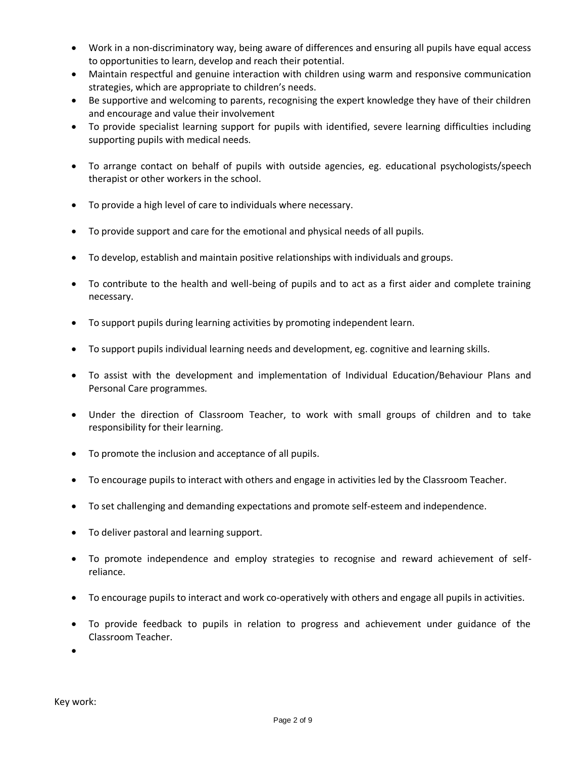- Work in a non-discriminatory way, being aware of differences and ensuring all pupils have equal access to opportunities to learn, develop and reach their potential.
- Maintain respectful and genuine interaction with children using warm and responsive communication strategies, which are appropriate to children's needs.
- Be supportive and welcoming to parents, recognising the expert knowledge they have of their children and encourage and value their involvement
- To provide specialist learning support for pupils with identified, severe learning difficulties including supporting pupils with medical needs.
- To arrange contact on behalf of pupils with outside agencies, eg. educational psychologists/speech therapist or other workers in the school.
- To provide a high level of care to individuals where necessary.
- To provide support and care for the emotional and physical needs of all pupils.
- To develop, establish and maintain positive relationships with individuals and groups.
- To contribute to the health and well-being of pupils and to act as a first aider and complete training necessary.
- To support pupils during learning activities by promoting independent learn.
- To support pupils individual learning needs and development, eg. cognitive and learning skills.
- To assist with the development and implementation of Individual Education/Behaviour Plans and Personal Care programmes.
- Under the direction of Classroom Teacher, to work with small groups of children and to take responsibility for their learning.
- To promote the inclusion and acceptance of all pupils.
- To encourage pupils to interact with others and engage in activities led by the Classroom Teacher.
- To set challenging and demanding expectations and promote self-esteem and independence.
- To deliver pastoral and learning support.
- To promote independence and employ strategies to recognise and reward achievement of self-reliance.
- To encourage pupils to interact and work co-operatively with others and engage all pupils in activities.
- To provide feedback to pupils in relation to progress and achievement under guidance of the Classroom Teacher.
-

Key work: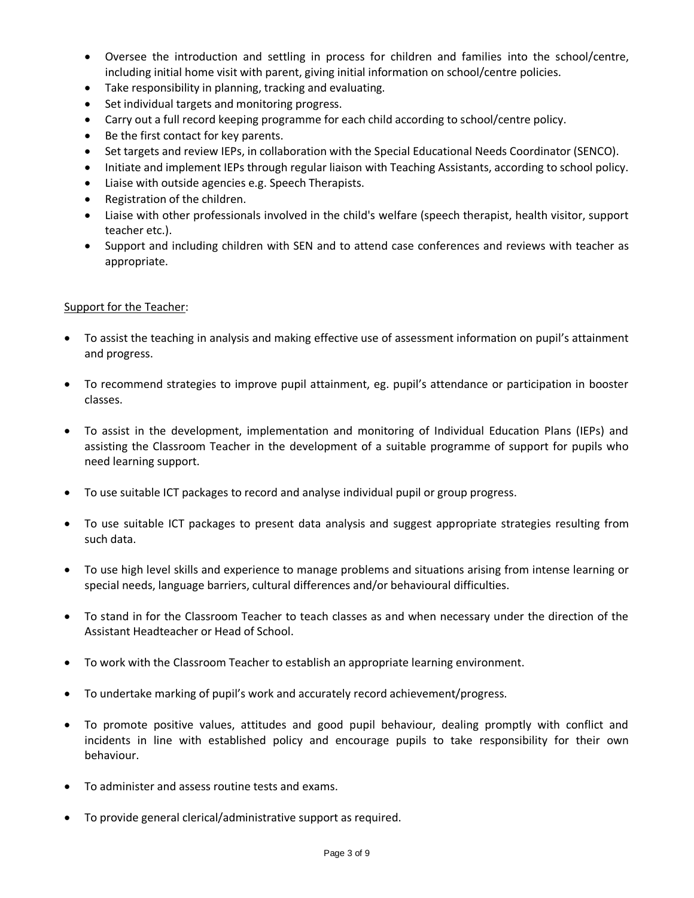- Oversee the introduction and settling in process for children and families into the school/centre, including initial home visit with parent, giving initial information on school/centre policies.
- Take responsibility in planning, tracking and evaluating.
- Set individual targets and monitoring progress.
- Carry out a full record keeping programme for each child according to school/centre policy.
- Be the first contact for key parents.
- Set targets and review IEPs, in collaboration with the Special Educational Needs Coordinator (SENCO).
- Initiate and implement IEPs through regular liaison with Teaching Assistants, according to school policy.
- Liaise with outside agencies e.g. Speech Therapists.
- Registration of the children.
- Liaise with other professionals involved in the child's welfare (speech therapist, health visitor, support teacher etc.).
- Support and including children with SEN and to attend case conferences and reviews with teacher as appropriate.

Support for the Teacher:

- To assist the teaching in analysis and making effective use of assessment information on pupil's attainment and progress.
- To recommend strategies to improve pupil attainment, eg. pupil's attendance or participation in booster classes.
- To assist in the development, implementation and monitoring of Individual Education Plans (IEPs) and assisting the Classroom Teacher in the development of a suitable programme of support for pupils who need learning support.
- To use suitable ICT packages to record and analyse individual pupil or group progress.
- To use suitable ICT packages to present data analysis and suggest appropriate strategies resulting from such data.
- To use high level skills and experience to manage problems and situations arising from intense learning or special needs, language barriers, cultural differences and/or behavioural difficulties.
- To stand in for the Classroom Teacher to teach classes as and when necessary under the direction of the Assistant Headteacher or Head of School.
- To work with the Classroom Teacher to establish an appropriate learning environment.
- To undertake marking of pupil's work and accurately record achievement/progress.
- To promote positive values, attitudes and good pupil behaviour, dealing promptly with conflict and incidents in line with established policy and encourage pupils to take responsibility for their own behaviour.
- To administer and assess routine tests and exams.
- To provide general clerical/administrative support as required.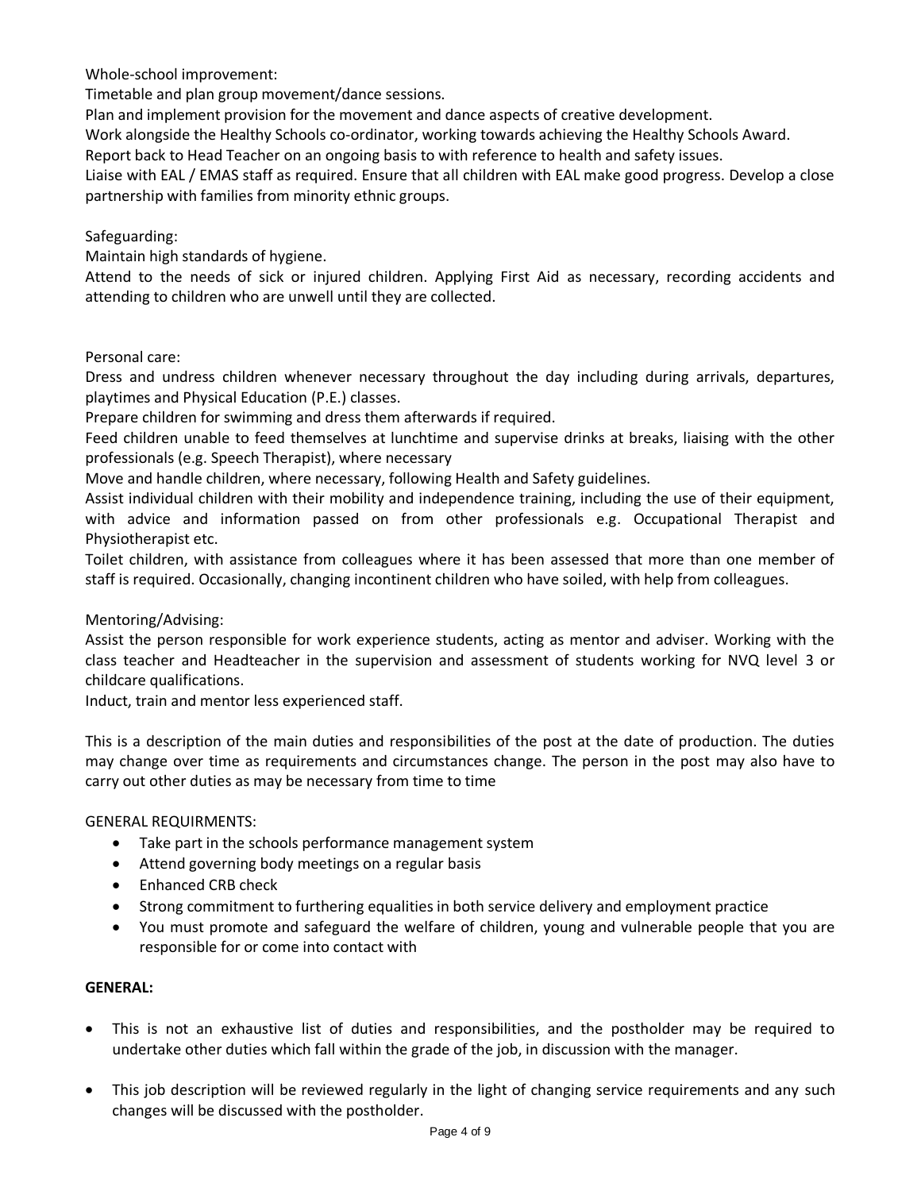Whole-school improvement:

Timetable and plan group movement/dance sessions.

Plan and implement provision for the movement and dance aspects of creative development.

Work alongside the Healthy Schools co-ordinator, working towards achieving the Healthy Schools Award.

Report back to Head Teacher on an ongoing basis to with reference to health and safety issues.

Liaise with EAL / EMAS staff as required. Ensure that all children with EAL make good progress. Develop a close partnership with families from minority ethnic groups.

Safeguarding:

Maintain high standards of hygiene.

Attend to the needs of sick or injured children. Applying First Aid as necessary, recording accidents and attending to children who are unwell until they are collected.

Personal care:

Dress and undress children whenever necessary throughout the day including during arrivals, departures, playtimes and Physical Education (P.E.) classes.

Prepare children for swimming and dress them afterwards if required.

Feed children unable to feed themselves at lunchtime and supervise drinks at breaks, liaising with the other professionals (e.g. Speech Therapist), where necessary

Move and handle children, where necessary, following Health and Safety guidelines.

Assist individual children with their mobility and independence training, including the use of their equipment, with advice and information passed on from other professionals e.g. Occupational Therapist and Physiotherapist etc.

Toilet children, with assistance from colleagues where it has been assessed that more than one member of staff is required. Occasionally, changing incontinent children who have soiled, with help from colleagues.

Mentoring/Advising:

Assist the person responsible for work experience students, acting as mentor and adviser. Working with the class teacher and Headteacher in the supervision and assessment of students working for NVQ level 3 or childcare qualifications.

Induct, train and mentor less experienced staff.

This is a description of the main duties and responsibilities of the post at the date of production. The duties may change over time as requirements and circumstances change. The person in the post may also have to carry out other duties as may be necessary from time to time

GENERAL REQUIRMENTS:

- Take part in the schools performance management system
- Attend governing body meetings on a regular basis
- Enhanced CRB check
- Strong commitment to furthering equalities in both service delivery and employment practice
- You must promote and safeguard the welfare of children, young and vulnerable people that you are responsible for or come into contact with

**GENERAL:**

- This is not an exhaustive list of duties and responsibilities, and the postholder may be required to undertake other duties which fall within the grade of the job, in discussion with the manager.
- This job description will be reviewed regularly in the light of changing service requirements and any such changes will be discussed with the postholder.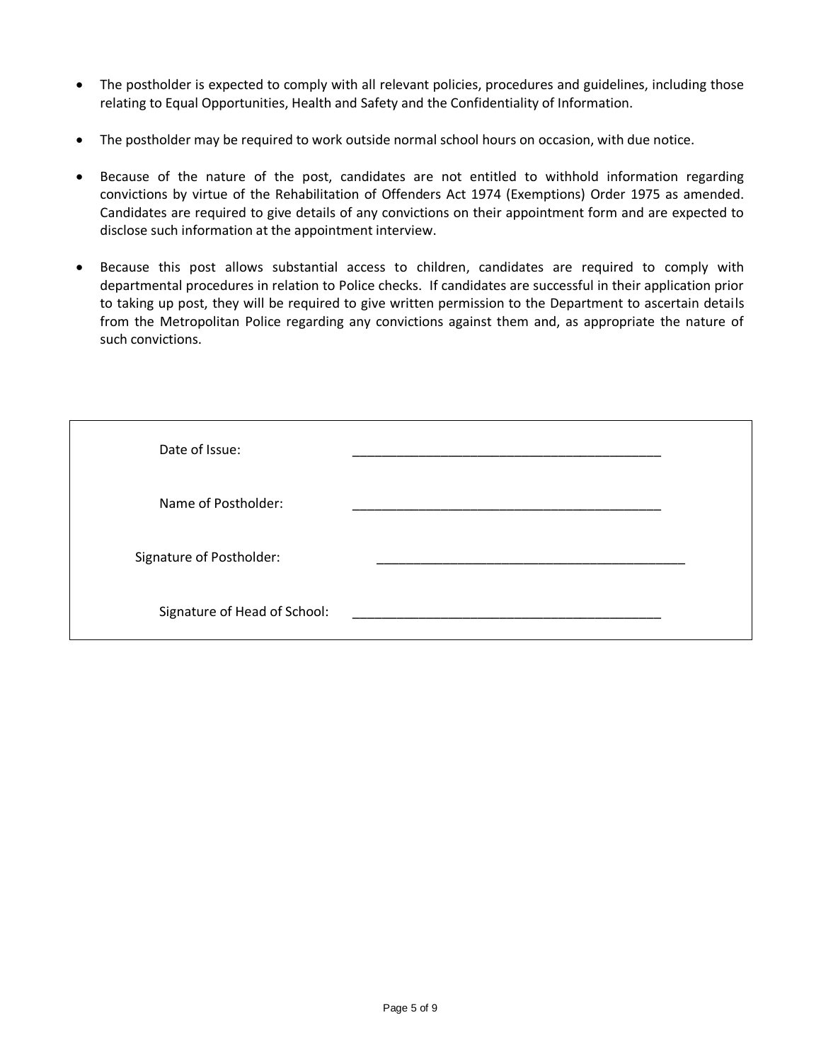- The postholder is expected to comply with all relevant policies, procedures and guidelines, including those relating to Equal Opportunities, Health and Safety and the Confidentiality of Information.

- The postholder may be required to work outside normal school hours on occasion, with due notice.

- Because of the nature of the post, candidates are not entitled to withhold information regarding convictions by virtue of the Rehabilitation of Offenders Act 1974 (Exemptions) Order 1975 as amended. Candidates are required to give details of any convictions on their appointment form and are expected to disclose such information at the appointment interview.

- Because this post allows substantial access to children, candidates are required to comply with departmental procedures in relation to Police checks. If candidates are successful in their application prior to taking up post, they will be required to give written permission to the Department to ascertain details from the Metropolitan Police regarding any convictions against them and, as appropriate the nature of such convictions.

| | |
|---|---|
| Date of Issue: | ____________________________________________ |
| Name of Postholder: | ____________________________________________ |
| Signature of Postholder: | ____________________________________________ |
| Signature of Head of School: | ____________________________________________ |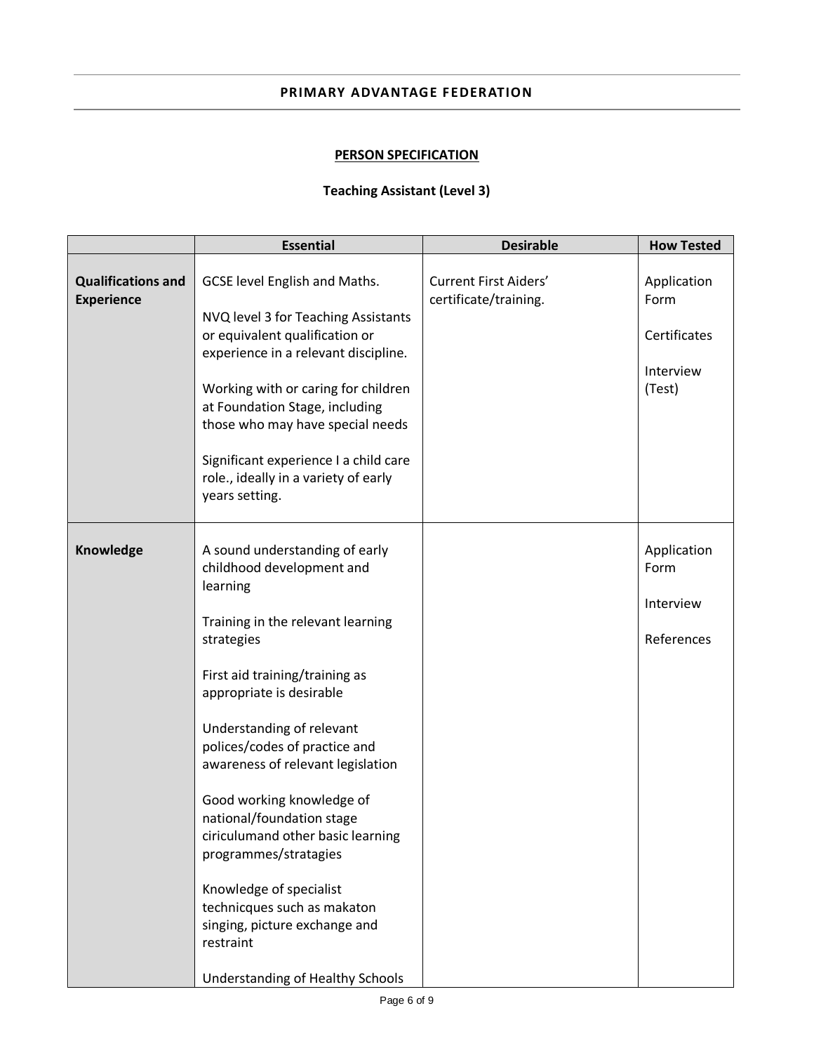## PERSON SPECIFICATION

### Teaching Assistant (Level 3)

| | Essential | Desirable | How Tested |
|---|---|---|---|
| **Qualifications and Experience** | GCSE level English and Maths.<br><br>NVQ level 3 for Teaching Assistants or equivalent qualification or experience in a relevant discipline.<br><br>Working with or caring for children at Foundation Stage, including those who may have special needs<br><br>Significant experience I a child care role., ideally in a variety of early years setting. | Current First Aiders' certificate/training. | Application Form<br><br>Certificates<br><br>Interview (Test) |
| **Knowledge** | A sound understanding of early childhood development and learning<br><br>Training in the relevant learning strategies<br><br>First aid training/training as appropriate is desirable<br><br>Understanding of relevant polices/codes of practice and awareness of relevant legislation<br><br>Good working knowledge of national/foundation stage ciriculumand other basic learning programmes/stratagies<br><br>Knowledge of specialist technicques such as makaton singing, picture exchange and restraint<br><br>Understanding of Healthy Schools | | Application Form<br><br>Interview<br><br>References |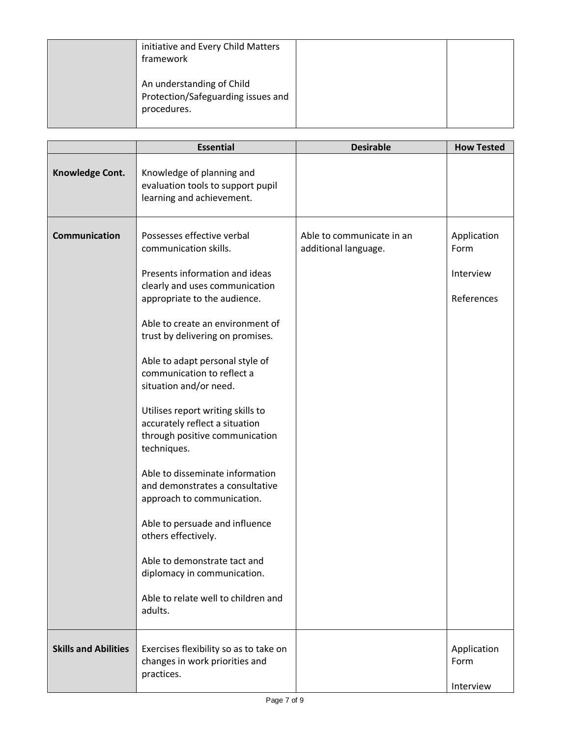| | | | |
|---|---|---|---|
| | initiative and Every Child Matters framework<br><br>An understanding of Child Protection/Safeguarding issues and procedures. | | |

| | Essential | Desirable | How Tested |
|---|---|---|---|
| **Knowledge Cont.** | Knowledge of planning and evaluation tools to support pupil learning and achievement. | | |
| **Communication** | Possesses effective verbal communication skills.<br><br>Presents information and ideas clearly and uses communication appropriate to the audience.<br><br>Able to create an environment of trust by delivering on promises.<br><br>Able to adapt personal style of communication to reflect a situation and/or need.<br><br>Utilises report writing skills to accurately reflect a situation through positive communication techniques.<br><br>Able to disseminate information and demonstrates a consultative approach to communication.<br><br>Able to persuade and influence others effectively.<br><br>Able to demonstrate tact and diplomacy in communication.<br><br>Able to relate well to children and adults. | Able to communicate in an additional language. | Application Form<br><br>Interview<br><br>References |
| **Skills and Abilities** | Exercises flexibility so as to take on changes in work priorities and practices. | | Application Form<br><br>Interview |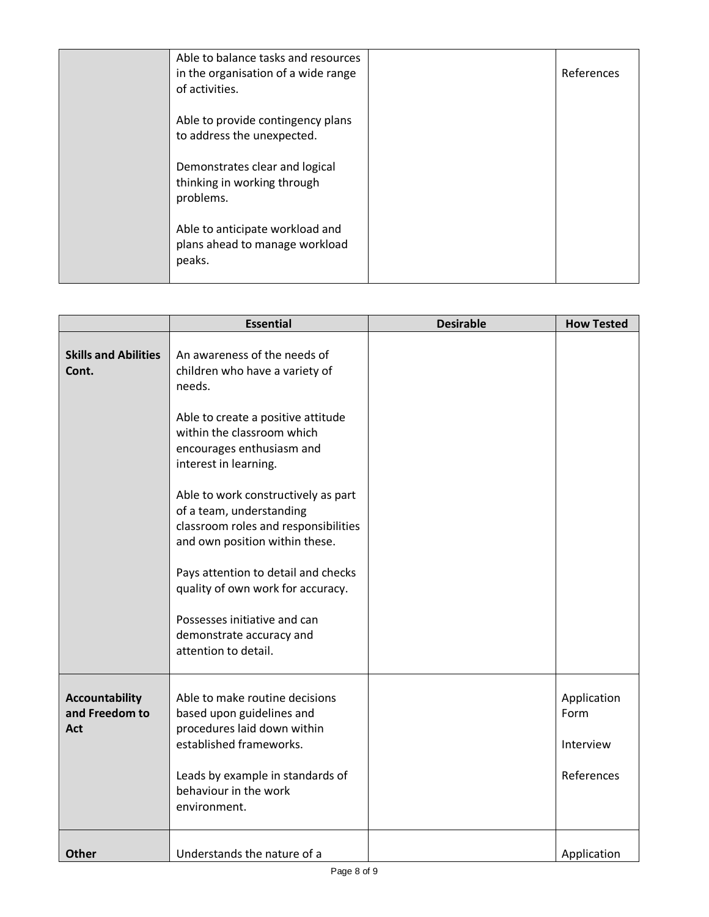| | | | |
|---|---|---|---|
| | Able to balance tasks and resources in the organisation of a wide range of activities.<br><br>Able to provide contingency plans to address the unexpected.<br><br>Demonstrates clear and logical thinking in working through problems.<br><br>Able to anticipate workload and plans ahead to manage workload peaks. | | References |

| | Essential | Desirable | How Tested |
|---|---|---|---|
| **Skills and Abilities Cont.** | An awareness of the needs of children who have a variety of needs.<br><br>Able to create a positive attitude within the classroom which encourages enthusiasm and interest in learning.<br><br>Able to work constructively as part of a team, understanding classroom roles and responsibilities and own position within these.<br><br>Pays attention to detail and checks quality of own work for accuracy.<br><br>Possesses initiative and can demonstrate accuracy and attention to detail. | | |
| **Accountability and Freedom to Act** | Able to make routine decisions based upon guidelines and procedures laid down within established frameworks.<br><br>Leads by example in standards of behaviour in the work environment. | | Application Form<br><br>Interview<br><br>References |
| **Other** | Understands the nature of a | | Application |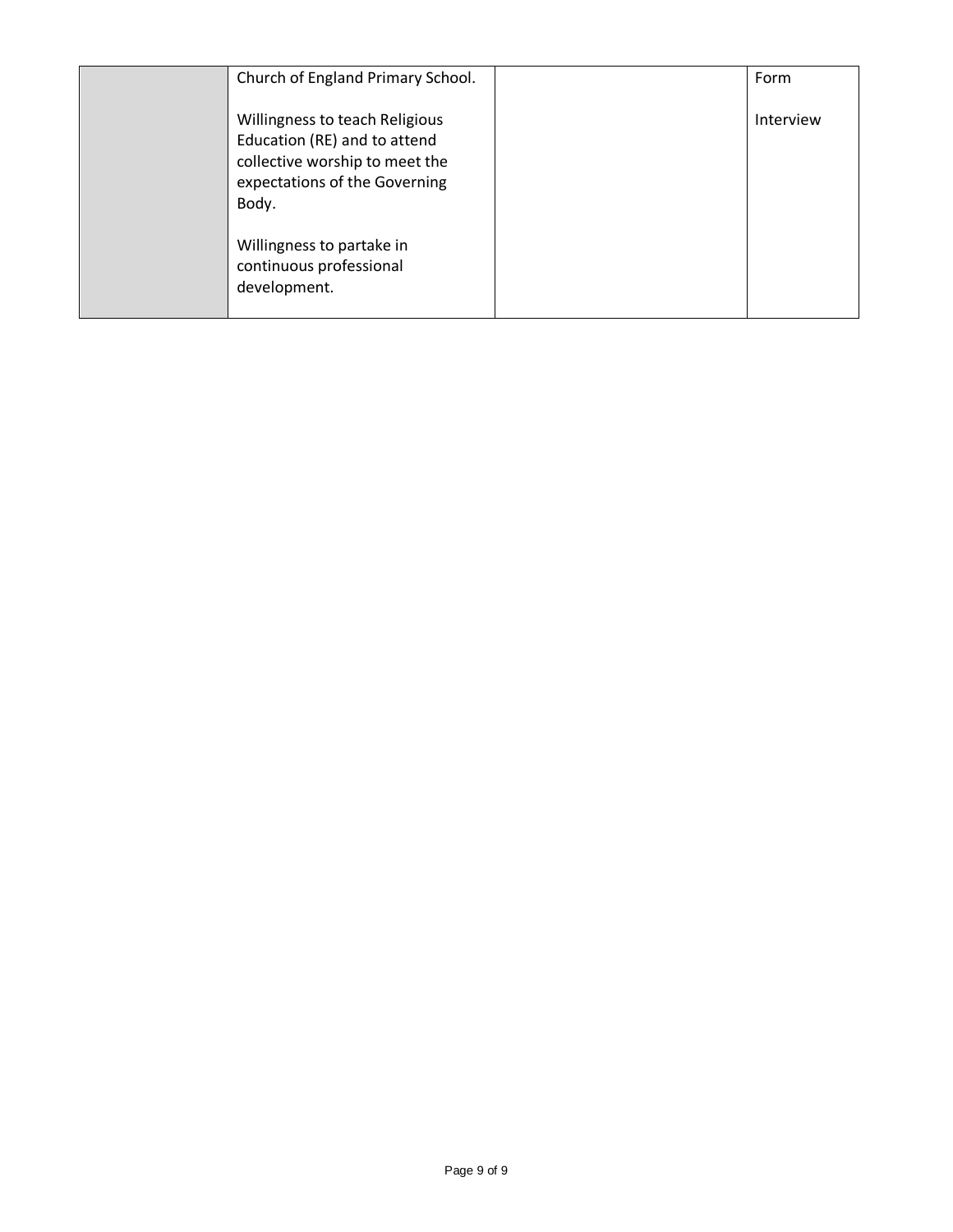| | | | |
|---|---|---|---|
| | Church of England Primary School.<br><br>Willingness to teach Religious Education (RE) and to attend collective worship to meet the expectations of the Governing Body.<br><br>Willingness to partake in continuous professional development. | | Form<br><br>Interview |